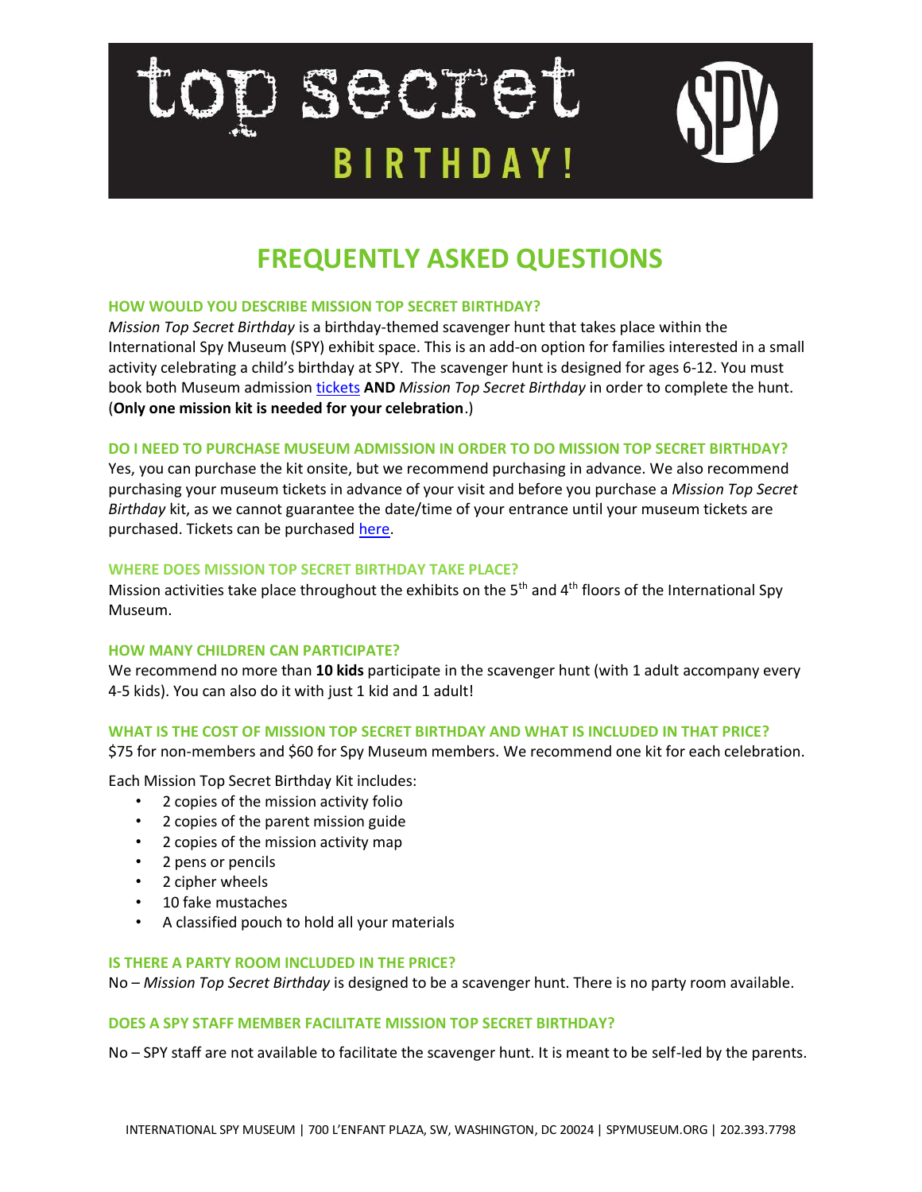# top secret BIRTHDAY!

SPY

## FREQUENTLY ASKED QUESTIONS

### HOW WOULD YOU DESCRIBE MISSION TOP SECRET BIRTHDAY?

*Mission Top Secret Birthday* is a birthday-themed scavenger hunt that takes place within the International Spy Museum (SPY) exhibit space. This is an add-on option for families interested in a small activity celebrating a child's birthday at SPY. The scavenger hunt is designed for ages 6-12. You must book both Museum admission tickets **AND** *Mission Top Secret Birthday* in order to complete the hunt. (**Only one mission kit is needed for your celebration**.)

### DO I NEED TO PURCHASE MUSEUM ADMISSION IN ORDER TO DO MISSION TOP SECRET BIRTHDAY?

Yes, you can purchase the kit onsite, but we recommend purchasing in advance. We also recommend purchasing your museum tickets in advance of your visit and before you purchase a *Mission Top Secret Birthday* kit, as we cannot guarantee the date/time of your entrance until your museum tickets are purchased. Tickets can be purchased here.

### WHERE DOES MISSION TOP SECRET BIRTHDAY TAKE PLACE?

Mission activities take place throughout the exhibits on the 5th and 4th floors of the International Spy Museum.

### HOW MANY CHILDREN CAN PARTICIPATE?

We recommend no more than **10 kids** participate in the scavenger hunt (with 1 adult accompany every 4-5 kids). You can also do it with just 1 kid and 1 adult!

### WHAT IS THE COST OF MISSION TOP SECRET BIRTHDAY AND WHAT IS INCLUDED IN THAT PRICE?

$75 for non-members and $60 for Spy Museum members. We recommend one kit for each celebration.

Each Mission Top Secret Birthday Kit includes:

- 2 copies of the mission activity folio
- 2 copies of the parent mission guide
- 2 copies of the mission activity map
- 2 pens or pencils
- 2 cipher wheels
- 10 fake mustaches
- A classified pouch to hold all your materials

### IS THERE A PARTY ROOM INCLUDED IN THE PRICE?

No – *Mission Top Secret Birthday* is designed to be a scavenger hunt. There is no party room available.

### DOES A SPY STAFF MEMBER FACILITATE MISSION TOP SECRET BIRTHDAY?

No – SPY staff are not available to facilitate the scavenger hunt. It is meant to be self-led by the parents.

INTERNATIONAL SPY MUSEUM | 700 L'ENFANT PLAZA, SW, WASHINGTON, DC 20024 | SPYMUSEUM.ORG | 202.393.7798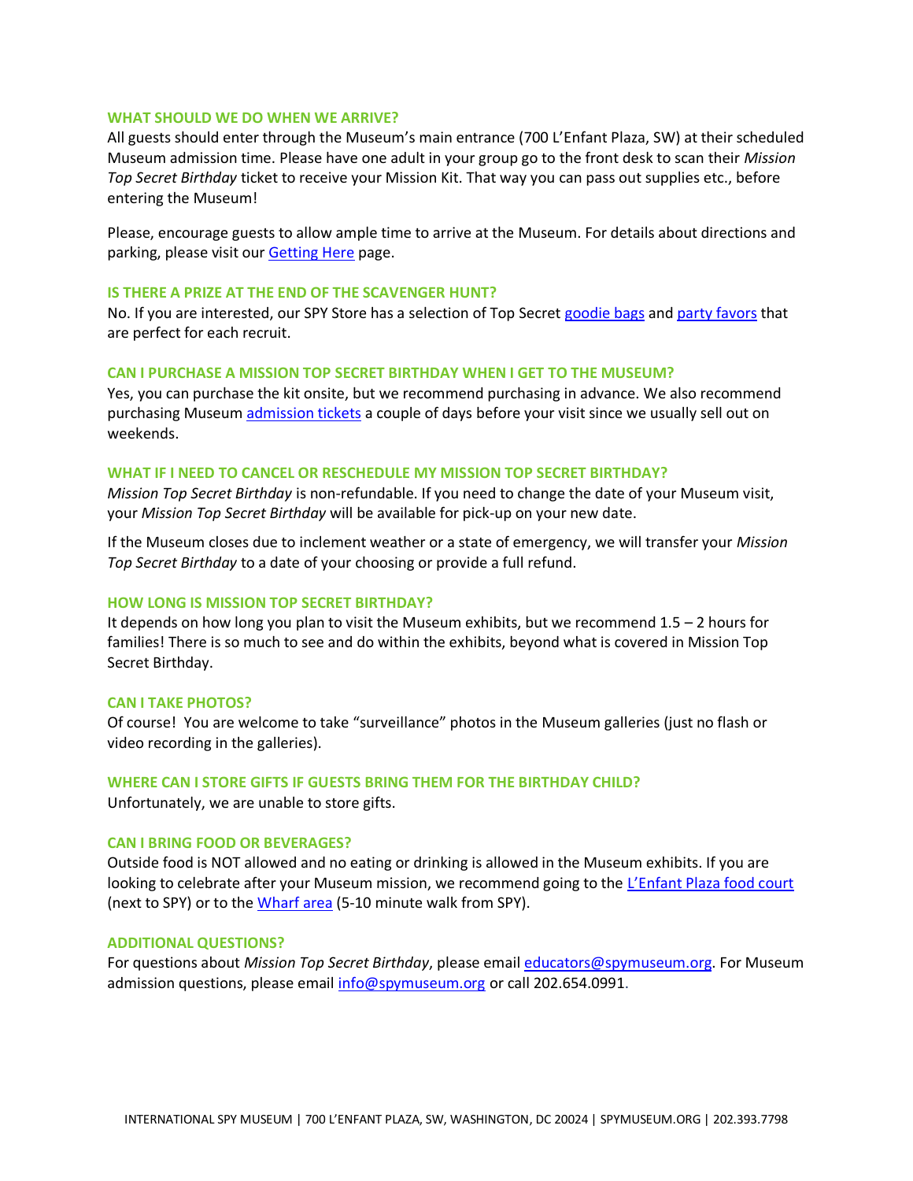### WHAT SHOULD WE DO WHEN WE ARRIVE?

All guests should enter through the Museum's main entrance (700 L'Enfant Plaza, SW) at their scheduled Museum admission time. Please have one adult in your group go to the front desk to scan their *Mission Top Secret Birthday* ticket to receive your Mission Kit. That way you can pass out supplies etc., before entering the Museum!

Please, encourage guests to allow ample time to arrive at the Museum. For details about directions and parking, please visit our Getting Here page.

### IS THERE A PRIZE AT THE END OF THE SCAVENGER HUNT?

No. If you are interested, our SPY Store has a selection of Top Secret goodie bags and party favors that are perfect for each recruit.

### CAN I PURCHASE A MISSION TOP SECRET BIRTHDAY WHEN I GET TO THE MUSEUM?

Yes, you can purchase the kit onsite, but we recommend purchasing in advance. We also recommend purchasing Museum admission tickets a couple of days before your visit since we usually sell out on weekends.

### WHAT IF I NEED TO CANCEL OR RESCHEDULE MY MISSION TOP SECRET BIRTHDAY?

*Mission Top Secret Birthday* is non-refundable. If you need to change the date of your Museum visit, your *Mission Top Secret Birthday* will be available for pick-up on your new date.

If the Museum closes due to inclement weather or a state of emergency, we will transfer your *Mission Top Secret Birthday* to a date of your choosing or provide a full refund.

### HOW LONG IS MISSION TOP SECRET BIRTHDAY?

It depends on how long you plan to visit the Museum exhibits, but we recommend 1.5 – 2 hours for families! There is so much to see and do within the exhibits, beyond what is covered in Mission Top Secret Birthday.

### CAN I TAKE PHOTOS?

Of course! You are welcome to take "surveillance" photos in the Museum galleries (just no flash or video recording in the galleries).

### WHERE CAN I STORE GIFTS IF GUESTS BRING THEM FOR THE BIRTHDAY CHILD?

Unfortunately, we are unable to store gifts.

### CAN I BRING FOOD OR BEVERAGES?

Outside food is NOT allowed and no eating or drinking is allowed in the Museum exhibits. If you are looking to celebrate after your Museum mission, we recommend going to the L'Enfant Plaza food court (next to SPY) or to the Wharf area (5-10 minute walk from SPY).

### ADDITIONAL QUESTIONS?

For questions about *Mission Top Secret Birthday*, please email educators@spymuseum.org. For Museum admission questions, please email info@spymuseum.org or call 202.654.0991.